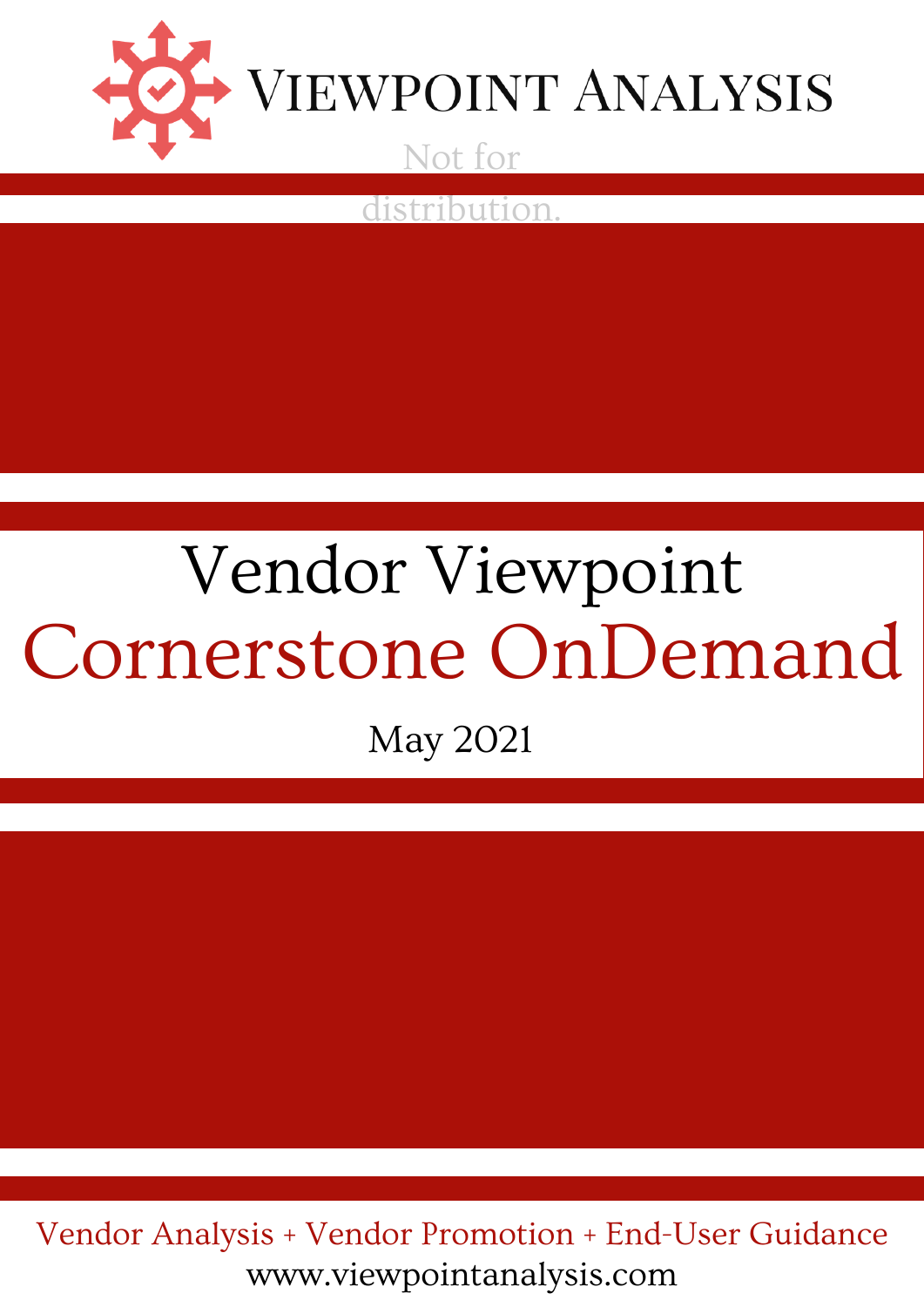# Viewpoint Analysis

Not for distribution.

# Vendor Viewpoint

# Cornerstone OnDemand

May 2021

Vendor Analysis + Vendor Promotion + End-User Guidance

www.viewpointanalysis.com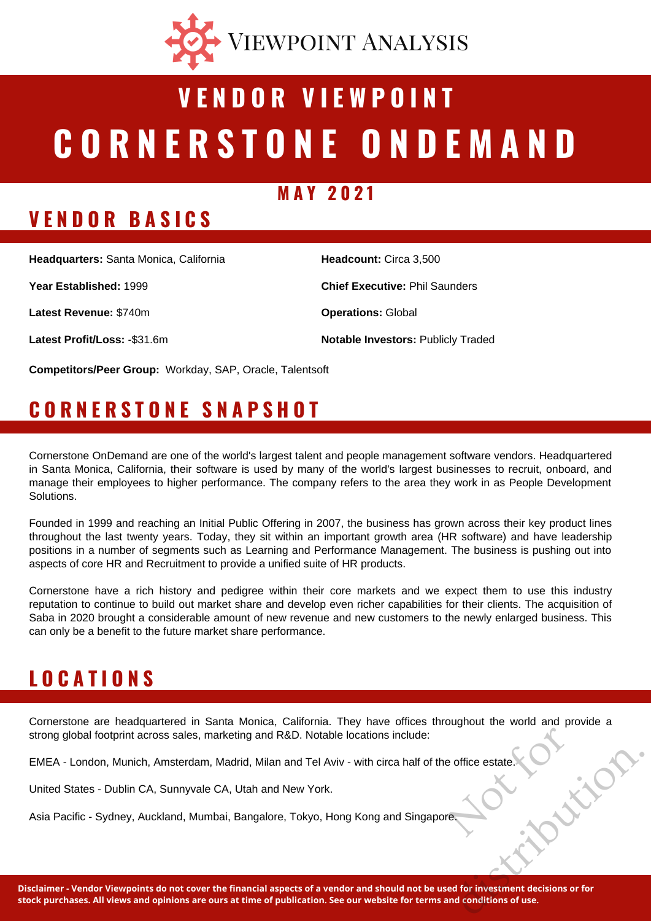# VIEWPOINT ANALYSIS

# VENDOR VIEWPOINT

# CORNERSTONE ONDEMAND

## MAY 2021

## VENDOR BASICS

**Headquarters:** Santa Monica, California

**Year Established:** 1999

**Latest Revenue:** $740m

**Latest Profit/Loss:** -$31.6m

**Headcount:** Circa 3,500

**Chief Executive:** Phil Saunders

**Operations:** Global

**Notable Investors:** Publicly Traded

**Competitors/Peer Group:** Workday, SAP, Oracle, Talentsoft

## CORNERSTONE SNAPSHOT

Cornerstone OnDemand are one of the world's largest talent and people management software vendors. Headquartered in Santa Monica, California, their software is used by many of the world's largest businesses to recruit, onboard, and manage their employees to higher performance. The company refers to the area they work in as People Development Solutions.

Founded in 1999 and reaching an Initial Public Offering in 2007, the business has grown across their key product lines throughout the last twenty years. Today, they sit within an important growth area (HR software) and have leadership positions in a number of segments such as Learning and Performance Management. The business is pushing out into aspects of core HR and Recruitment to provide a unified suite of HR products.

Cornerstone have a rich history and pedigree within their core markets and we expect them to use this industry reputation to continue to build out market share and develop even richer capabilities for their clients. The acquisition of Saba in 2020 brought a considerable amount of new revenue and new customers to the newly enlarged business. This can only be a benefit to the future market share performance.

## LOCATIONS

Cornerstone are headquartered in Santa Monica, California. They have offices throughout the world and provide a strong global footprint across sales, marketing and R&D. Notable locations include:

EMEA - London, Munich, Amsterdam, Madrid, Milan and Tel Aviv - with circa half of the office estate.

United States - Dublin CA, Sunnyvale CA, Utah and New York.

Asia Pacific - Sydney, Auckland, Mumbai, Bangalore, Tokyo, Hong Kong and Singapore.

Not for distribution.

**Disclaimer - Vendor Viewpoints do not cover the financial aspects of a vendor and should not be used for investment decisions or for stock purchases. All views and opinions are ours at time of publication. See our website for terms and conditions of use.**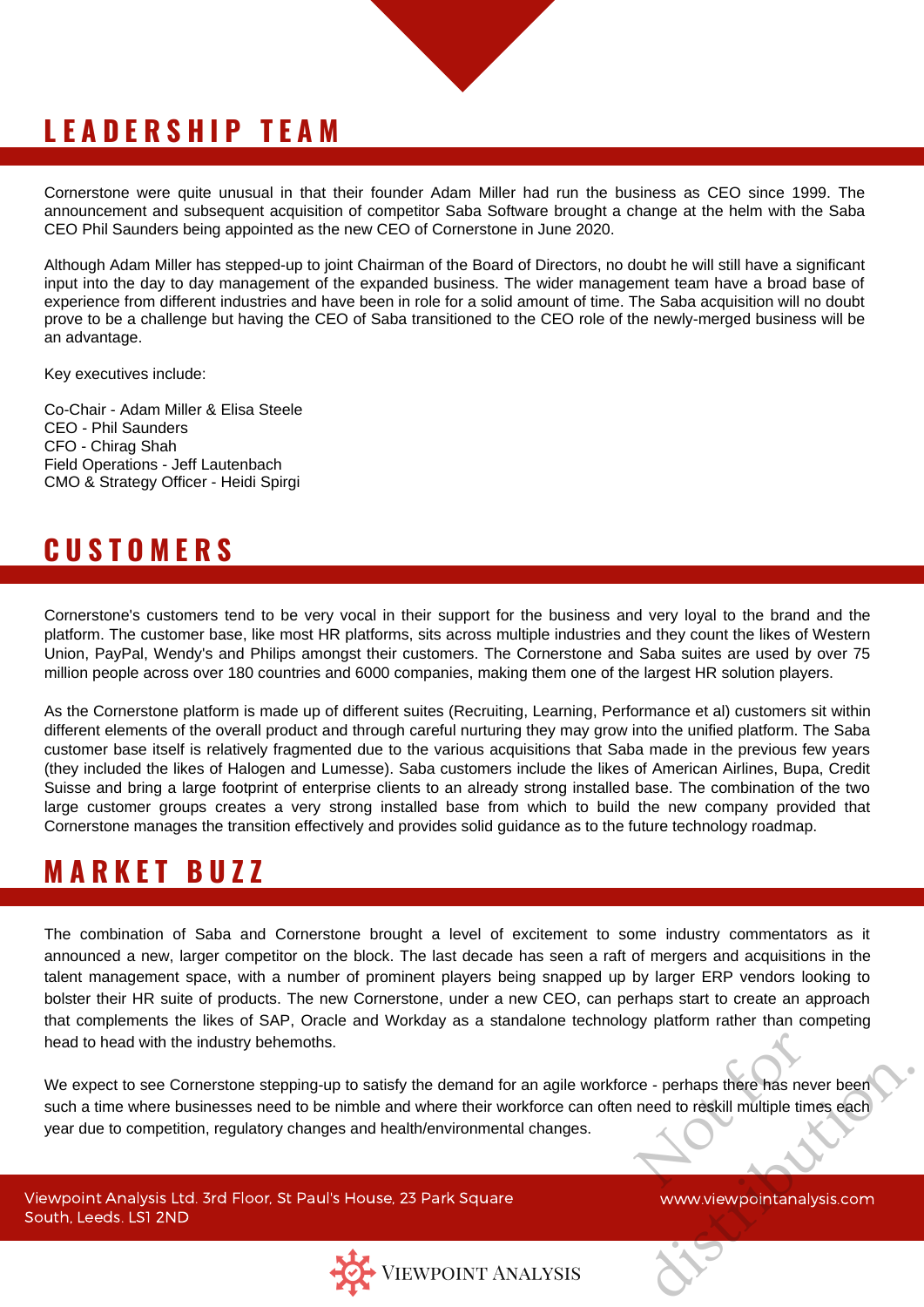## LEADERSHIP TEAM

Cornerstone were quite unusual in that their founder Adam Miller had run the business as CEO since 1999. The announcement and subsequent acquisition of competitor Saba Software brought a change at the helm with the Saba CEO Phil Saunders being appointed as the new CEO of Cornerstone in June 2020.

Although Adam Miller has stepped-up to joint Chairman of the Board of Directors, no doubt he will still have a significant input into the day to day management of the expanded business. The wider management team have a broad base of experience from different industries and have been in role for a solid amount of time. The Saba acquisition will no doubt prove to be a challenge but having the CEO of Saba transitioned to the CEO role of the newly-merged business will be an advantage.

Key executives include:

Co-Chair - Adam Miller & Elisa Steele
CEO - Phil Saunders
CFO - Chirag Shah
Field Operations - Jeff Lautenbach
CMO & Strategy Officer - Heidi Spirgi

## CUSTOMERS

Cornerstone's customers tend to be very vocal in their support for the business and very loyal to the brand and the platform. The customer base, like most HR platforms, sits across multiple industries and they count the likes of Western Union, PayPal, Wendy's and Philips amongst their customers. The Cornerstone and Saba suites are used by over 75 million people across over 180 countries and 6000 companies, making them one of the largest HR solution players.

As the Cornerstone platform is made up of different suites (Recruiting, Learning, Performance et al) customers sit within different elements of the overall product and through careful nurturing they may grow into the unified platform. The Saba customer base itself is relatively fragmented due to the various acquisitions that Saba made in the previous few years (they included the likes of Halogen and Lumesse). Saba customers include the likes of American Airlines, Bupa, Credit Suisse and bring a large footprint of enterprise clients to an already strong installed base. The combination of the two large customer groups creates a very strong installed base from which to build the new company provided that Cornerstone manages the transition effectively and provides solid guidance as to the future technology roadmap.

## MARKET BUZZ

The combination of Saba and Cornerstone brought a level of excitement to some industry commentators as it announced a new, larger competitor on the block. The last decade has seen a raft of mergers and acquisitions in the talent management space, with a number of prominent players being snapped up by larger ERP vendors looking to bolster their HR suite of products. The new Cornerstone, under a new CEO, can perhaps start to create an approach that complements the likes of SAP, Oracle and Workday as a standalone technology platform rather than competing head to head with the industry behemoths.

We expect to see Cornerstone stepping-up to satisfy the demand for an agile workforce - perhaps there has never been such a time where businesses need to be nimble and where their workforce can often need to reskill multiple times each year due to competition, regulatory changes and health/environmental changes.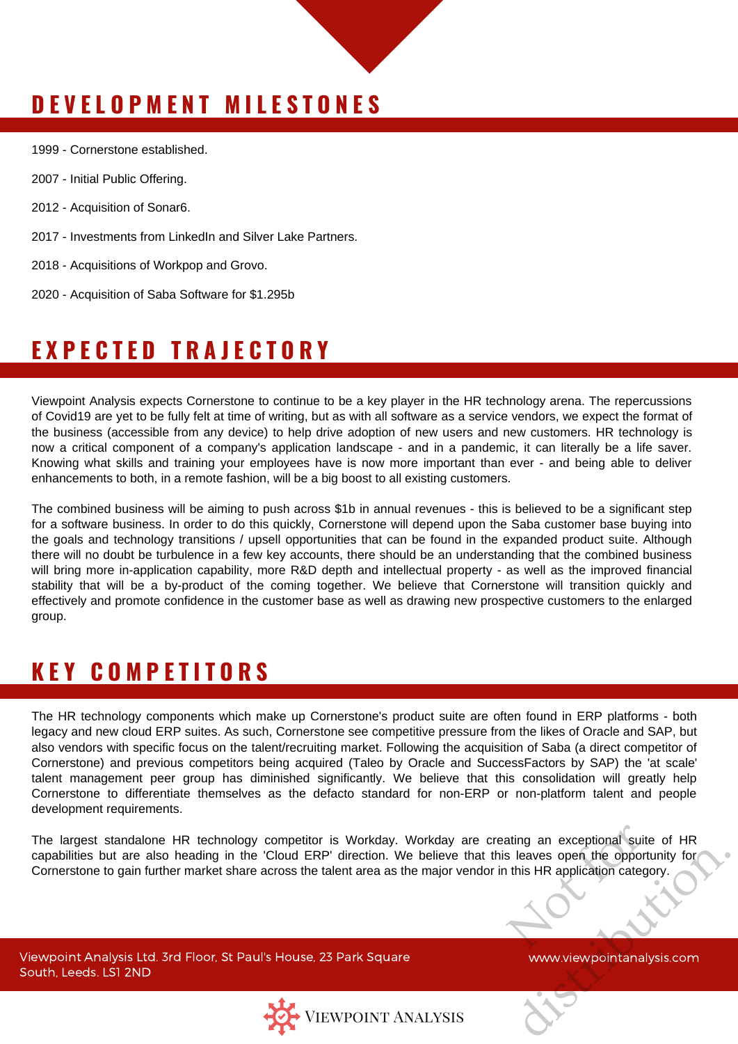## DEVELOPMENT MILESTONES

1999 - Cornerstone established.

2007 - Initial Public Offering.

2012 - Acquisition of Sonar6.

2017 - Investments from LinkedIn and Silver Lake Partners.

2018 - Acquisitions of Workpop and Grovo.

2020 - Acquisition of Saba Software for $1.295b

## EXPECTED TRAJECTORY

Viewpoint Analysis expects Cornerstone to continue to be a key player in the HR technology arena. The repercussions of Covid19 are yet to be fully felt at time of writing, but as with all software as a service vendors, we expect the format of the business (accessible from any device) to help drive adoption of new users and new customers. HR technology is now a critical component of a company's application landscape - and in a pandemic, it can literally be a life saver. Knowing what skills and training your employees have is now more important than ever - and being able to deliver enhancements to both, in a remote fashion, will be a big boost to all existing customers.

The combined business will be aiming to push across $1b in annual revenues - this is believed to be a significant step for a software business. In order to do this quickly, Cornerstone will depend upon the Saba customer base buying into the goals and technology transitions / upsell opportunities that can be found in the expanded product suite. Although there will no doubt be turbulence in a few key accounts, there should be an understanding that the combined business will bring more in-application capability, more R&D depth and intellectual property - as well as the improved financial stability that will be a by-product of the coming together. We believe that Cornerstone will transition quickly and effectively and promote confidence in the customer base as well as drawing new prospective customers to the enlarged group.

## KEY COMPETITORS

The HR technology components which make up Cornerstone's product suite are often found in ERP platforms - both legacy and new cloud ERP suites. As such, Cornerstone see competitive pressure from the likes of Oracle and SAP, but also vendors with specific focus on the talent/recruiting market. Following the acquisition of Saba (a direct competitor of Cornerstone) and previous competitors being acquired (Taleo by Oracle and SuccessFactors by SAP) the 'at scale' talent management peer group has diminished significantly. We believe that this consolidation will greatly help Cornerstone to differentiate themselves as the defacto standard for non-ERP or non-platform talent and people development requirements.

The largest standalone HR technology competitor is Workday. Workday are creating an exceptional suite of HR capabilities but are also heading in the 'Cloud ERP' direction. We believe that this leaves open the opportunity for Cornerstone to gain further market share across the talent area as the major vendor in this HR application category.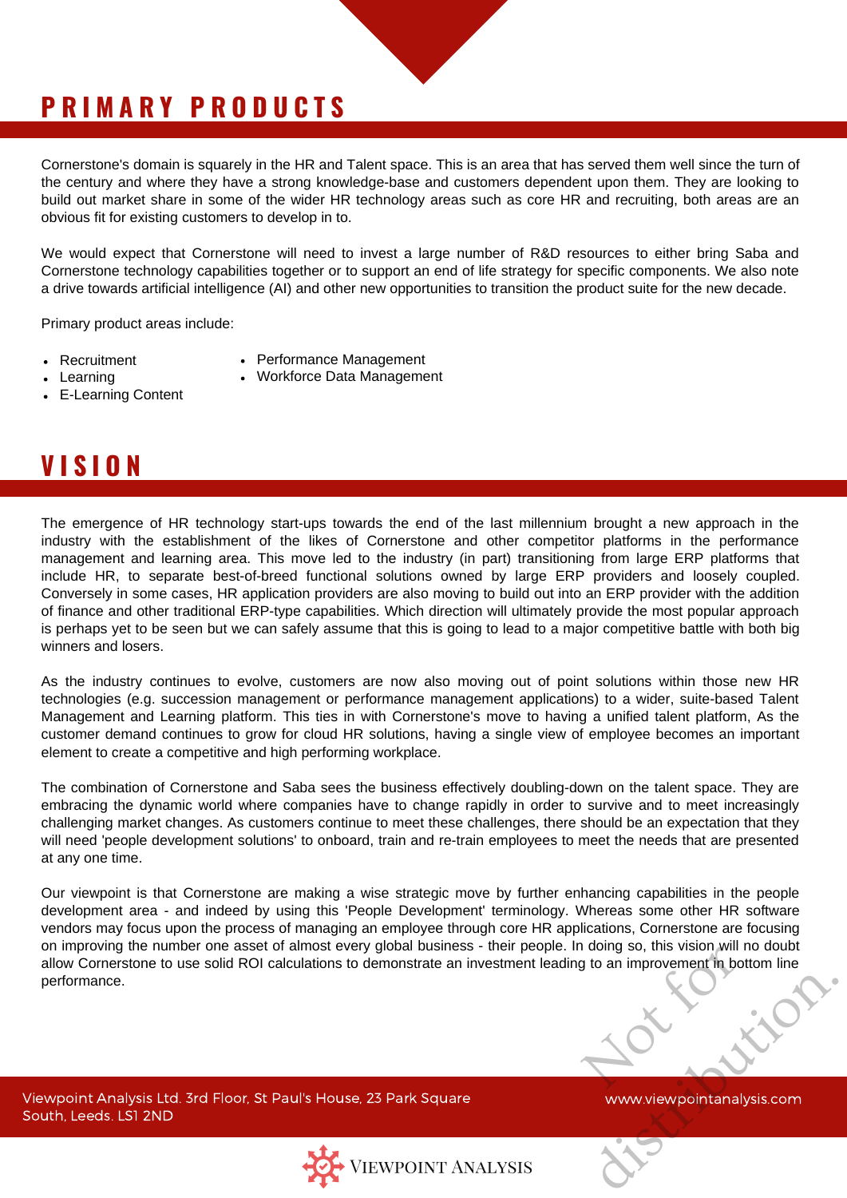# PRIMARY PRODUCTS

Cornerstone's domain is squarely in the HR and Talent space. This is an area that has served them well since the turn of the century and where they have a strong knowledge-base and customers dependent upon them. They are looking to build out market share in some of the wider HR technology areas such as core HR and recruiting, both areas are an obvious fit for existing customers to develop in to.

We would expect that Cornerstone will need to invest a large number of R&D resources to either bring Saba and Cornerstone technology capabilities together or to support an end of life strategy for specific components. We also note a drive towards artificial intelligence (AI) and other new opportunities to transition the product suite for the new decade.

Primary product areas include:

- Recruitment
- Learning
- E-Learning Content
- Performance Management
- Workforce Data Management

# VISION

The emergence of HR technology start-ups towards the end of the last millennium brought a new approach in the industry with the establishment of the likes of Cornerstone and other competitor platforms in the performance management and learning area. This move led to the industry (in part) transitioning from large ERP platforms that include HR, to separate best-of-breed functional solutions owned by large ERP providers and loosely coupled. Conversely in some cases, HR application providers are also moving to build out into an ERP provider with the addition of finance and other traditional ERP-type capabilities. Which direction will ultimately provide the most popular approach is perhaps yet to be seen but we can safely assume that this is going to lead to a major competitive battle with both big winners and losers.

As the industry continues to evolve, customers are now also moving out of point solutions within those new HR technologies (e.g. succession management or performance management applications) to a wider, suite-based Talent Management and Learning platform. This ties in with Cornerstone's move to having a unified talent platform, As the customer demand continues to grow for cloud HR solutions, having a single view of employee becomes an important element to create a competitive and high performing workplace.

The combination of Cornerstone and Saba sees the business effectively doubling-down on the talent space. They are embracing the dynamic world where companies have to change rapidly in order to survive and to meet increasingly challenging market changes. As customers continue to meet these challenges, there should be an expectation that they will need 'people development solutions' to onboard, train and re-train employees to meet the needs that are presented at any one time.

Our viewpoint is that Cornerstone are making a wise strategic move by further enhancing capabilities in the people development area - and indeed by using this 'People Development' terminology. Whereas some other HR software vendors may focus upon the process of managing an employee through core HR applications, Cornerstone are focusing on improving the number one asset of almost every global business - their people. In doing so, this vision will no doubt allow Cornerstone to use solid ROI calculations to demonstrate an investment leading to an improvement in bottom line performance.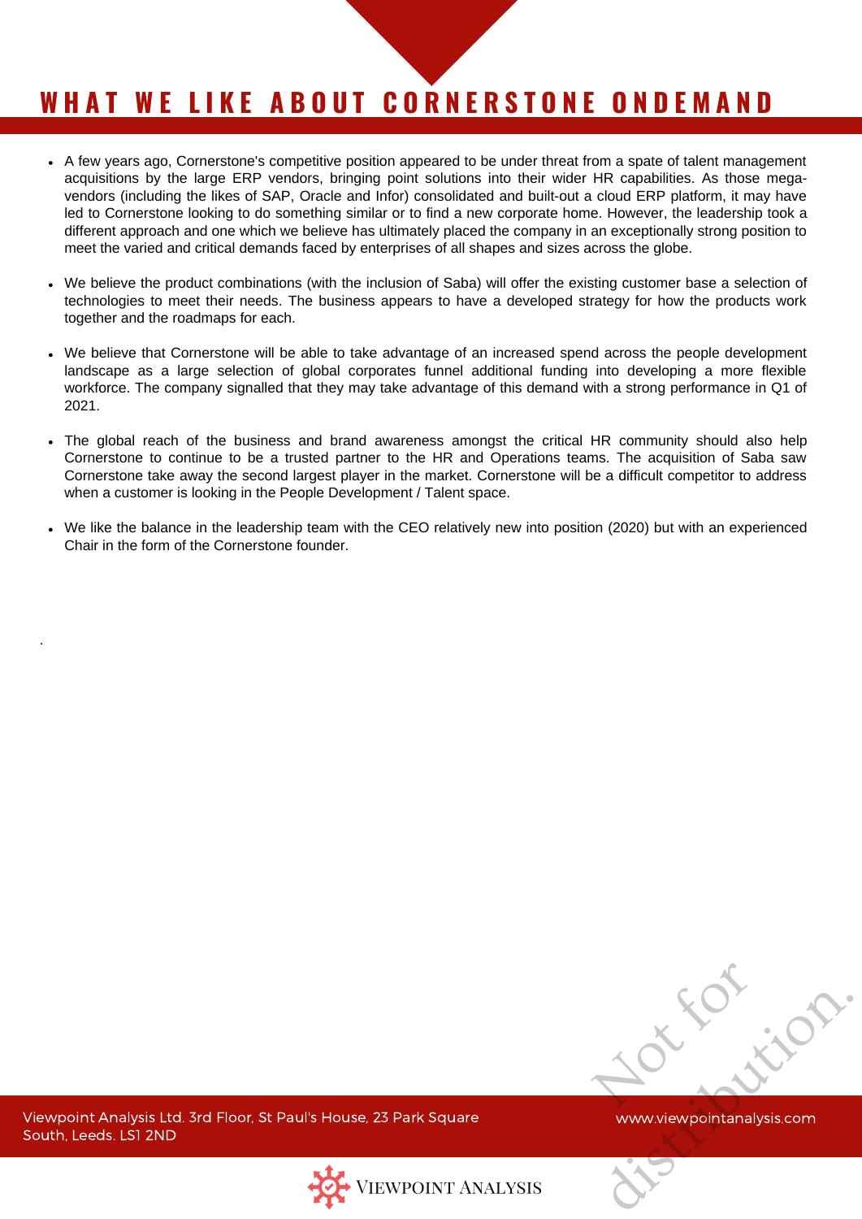# WHAT WE LIKE ABOUT CORNERSTONE ONDEMAND

- A few years ago, Cornerstone's competitive position appeared to be under threat from a spate of talent management acquisitions by the large ERP vendors, bringing point solutions into their wider HR capabilities. As those mega-vendors (including the likes of SAP, Oracle and Infor) consolidated and built-out a cloud ERP platform, it may have led to Cornerstone looking to do something similar or to find a new corporate home. However, the leadership took a different approach and one which we believe has ultimately placed the company in an exceptionally strong position to meet the varied and critical demands faced by enterprises of all shapes and sizes across the globe.

- We believe the product combinations (with the inclusion of Saba) will offer the existing customer base a selection of technologies to meet their needs. The business appears to have a developed strategy for how the products work together and the roadmaps for each.

- We believe that Cornerstone will be able to take advantage of an increased spend across the people development landscape as a large selection of global corporates funnel additional funding into developing a more flexible workforce. The company signalled that they may take advantage of this demand with a strong performance in Q1 of 2021.

- The global reach of the business and brand awareness amongst the critical HR community should also help Cornerstone to continue to be a trusted partner to the HR and Operations teams. The acquisition of Saba saw Cornerstone take away the second largest player in the market. Cornerstone will be a difficult competitor to address when a customer is looking in the People Development / Talent space.

- We like the balance in the leadership team with the CEO relatively new into position (2020) but with an experienced Chair in the form of the Cornerstone founder.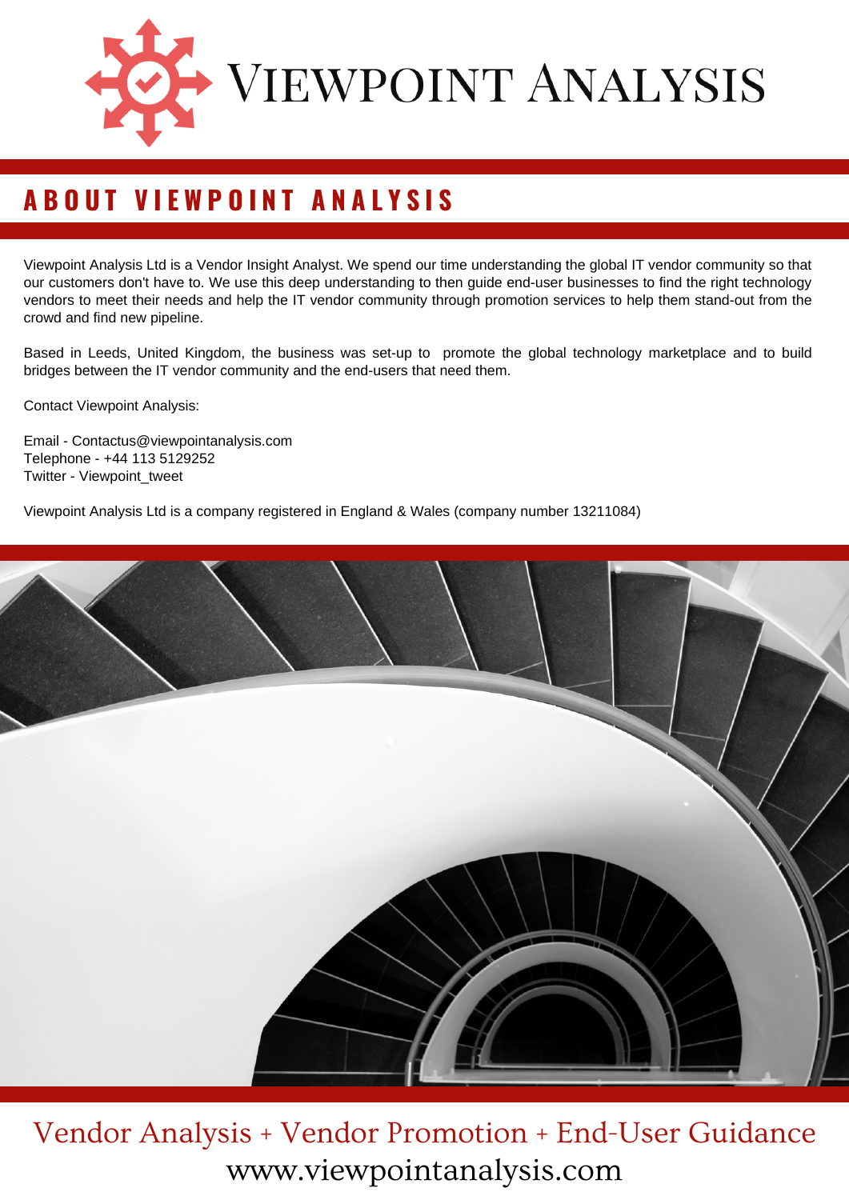# Viewpoint Analysis

## ABOUT VIEWPOINT ANALYSIS

Viewpoint Analysis Ltd is a Vendor Insight Analyst. We spend our time understanding the global IT vendor community so that our customers don't have to. We use this deep understanding to then guide end-user businesses to find the right technology vendors to meet their needs and help the IT vendor community through promotion services to help them stand-out from the crowd and find new pipeline.

Based in Leeds, United Kingdom, the business was set-up to promote the global technology marketplace and to build bridges between the IT vendor community and the end-users that need them.

Contact Viewpoint Analysis:

Email - Contactus@viewpointanalysis.com
Telephone - +44 113 5129252
Twitter - Viewpoint_tweet

Viewpoint Analysis Ltd is a company registered in England & Wales (company number 13211084)

Vendor Analysis + Vendor Promotion + End-User Guidance
www.viewpointanalysis.com